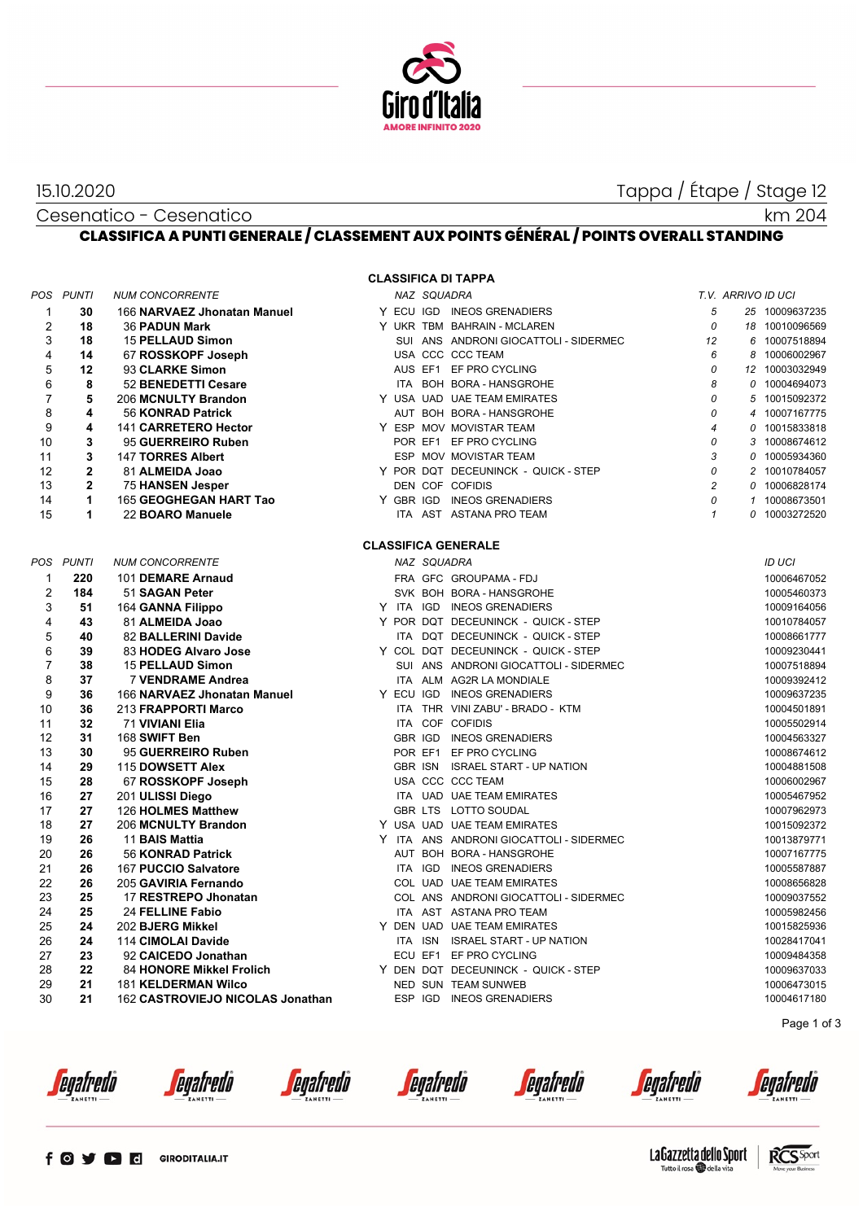15.10.2020

Tappa / Étape / Stage 12

Cesenatico - Cesenatico

km 204

## CLASSIFICA A PUNTI GENERALE / CLASSEMENT AUX POINTS GÉNÉRAL / POINTS OVERALL STANDING

### CLASSIFICA DI TAPPA

| POS | PUNTI | NUM CONCORRENTE | | NAZ | SQUADRA | | T.V. | ARRIVO | ID UCI |
|---|---|---|---|---|---|---|---|---|---|
| 1 | **30** | 166 **NARVAEZ Jhonatan Manuel** | Y | ECU | IGD | INEOS GRENADIERS | 5 | 25 | 10009637235 |
| 2 | **18** | 36 **PADUN Mark** | Y | UKR | TBM | BAHRAIN - MCLAREN | 0 | 18 | 10010096569 |
| 3 | **18** | 15 **PELLAUD Simon** | | SUI | ANS | ANDRONI GIOCATTOLI - SIDERMEC | 12 | 6 | 10007518894 |
| 4 | **14** | 67 **ROSSKOPF Joseph** | | USA | CCC | CCC TEAM | 6 | 8 | 10006002967 |
| 5 | **12** | 93 **CLARKE Simon** | | AUS | EF1 | EF PRO CYCLING | 0 | 12 | 10003032949 |
| 6 | **8** | 52 **BENEDETTI Cesare** | | ITA | BOH | BORA - HANSGROHE | 8 | 0 | 10004694073 |
| 7 | **5** | 206 **MCNULTY Brandon** | Y | USA | UAD | UAE TEAM EMIRATES | 0 | 5 | 10015092372 |
| 8 | **4** | 56 **KONRAD Patrick** | | AUT | BOH | BORA - HANSGROHE | 0 | 4 | 10007167775 |
| 9 | **4** | 141 **CARRETERO Hector** | Y | ESP | MOV | MOVISTAR TEAM | 4 | 0 | 10015833818 |
| 10 | **3** | 95 **GUERREIRO Ruben** | | POR | EF1 | EF PRO CYCLING | 0 | 3 | 10008674612 |
| 11 | **3** | 147 **TORRES Albert** | | ESP | MOV | MOVISTAR TEAM | 3 | 0 | 10005934360 |
| 12 | **2** | 81 **ALMEIDA Joao** | Y | POR | DQT | DECEUNINCK - QUICK - STEP | 0 | 2 | 10010784057 |
| 13 | **2** | 75 **HANSEN Jesper** | | DEN | COF | COFIDIS | 2 | 0 | 10006828174 |
| 14 | **1** | 165 **GEOGHEGAN HART Tao** | Y | GBR | IGD | INEOS GRENADIERS | 0 | 1 | 10008673501 |
| 15 | **1** | 22 **BOARO Manuele** | | ITA | AST | ASTANA PRO TEAM | 1 | 0 | 10003272520 |

### CLASSIFICA GENERALE

| POS | PUNTI | NUM CONCORRENTE | | NAZ | SQUADRA | | ID UCI |
|---|---|---|---|---|---|---|---|
| 1 | **220** | 101 **DEMARE Arnaud** | | FRA | GFC | GROUPAMA - FDJ | 10006467052 |
| 2 | **184** | 51 **SAGAN Peter** | | SVK | BOH | BORA - HANSGROHE | 10005460373 |
| 3 | **51** | 164 **GANNA Filippo** | Y | ITA | IGD | INEOS GRENADIERS | 10009164056 |
| 4 | **43** | 81 **ALMEIDA Joao** | Y | POR | DQT | DECEUNINCK - QUICK - STEP | 10010784057 |
| 5 | **40** | 82 **BALLERINI Davide** | | ITA | DQT | DECEUNINCK - QUICK - STEP | 10008661777 |
| 6 | **39** | 83 **HODEG Alvaro Jose** | Y | COL | DQT | DECEUNINCK - QUICK - STEP | 10009230441 |
| 7 | **38** | 15 **PELLAUD Simon** | | SUI | ANS | ANDRONI GIOCATTOLI - SIDERMEC | 10007518894 |
| 8 | **37** | 7 **VENDRAME Andrea** | | ITA | ALM | AG2R LA MONDIALE | 10009392412 |
| 9 | **36** | 166 **NARVAEZ Jhonatan Manuel** | Y | ECU | IGD | INEOS GRENADIERS | 10009637235 |
| 10 | **36** | 213 **FRAPPORTI Marco** | | ITA | THR | VINI ZABU' - BRADO - KTM | 10004501891 |
| 11 | **32** | 71 **VIVIANI Elia** | | ITA | COF | COFIDIS | 10005502914 |
| 12 | **31** | 168 **SWIFT Ben** | | GBR | IGD | INEOS GRENADIERS | 10004563327 |
| 13 | **30** | 95 **GUERREIRO Ruben** | | POR | EF1 | EF PRO CYCLING | 10008674612 |
| 14 | **29** | 115 **DOWSETT Alex** | | GBR | ISN | ISRAEL START - UP NATION | 10004881508 |
| 15 | **28** | 67 **ROSSKOPF Joseph** | | USA | CCC | CCC TEAM | 10006002967 |
| 16 | **27** | 201 **ULISSI Diego** | | ITA | UAD | UAE TEAM EMIRATES | 10005467952 |
| 17 | **27** | 126 **HOLMES Matthew** | | GBR | LTS | LOTTO SOUDAL | 10007962973 |
| 18 | **27** | 206 **MCNULTY Brandon** | Y | USA | UAD | UAE TEAM EMIRATES | 10015092372 |
| 19 | **26** | 11 **BAIS Mattia** | Y | ITA | ANS | ANDRONI GIOCATTOLI - SIDERMEC | 10013879771 |
| 20 | **26** | 56 **KONRAD Patrick** | | AUT | BOH | BORA - HANSGROHE | 10007167775 |
| 21 | **26** | 167 **PUCCIO Salvatore** | | ITA | IGD | INEOS GRENADIERS | 10005587887 |
| 22 | **26** | 205 **GAVIRIA Fernando** | | COL | UAD | UAE TEAM EMIRATES | 10008656828 |
| 23 | **25** | 17 **RESTREPO Jhonatan** | | COL | ANS | ANDRONI GIOCATTOLI - SIDERMEC | 10009037552 |
| 24 | **25** | 24 **FELLINE Fabio** | | ITA | AST | ASTANA PRO TEAM | 10005982456 |
| 25 | **24** | 202 **BJERG Mikkel** | Y | DEN | UAD | UAE TEAM EMIRATES | 10015825936 |
| 26 | **24** | 114 **CIMOLAI Davide** | | ITA | ISN | ISRAEL START - UP NATION | 10028417041 |
| 27 | **23** | 92 **CAICEDO Jonathan** | | ECU | EF1 | EF PRO CYCLING | 10009484358 |
| 28 | **22** | 84 **HONORE Mikkel Frolich** | Y | DEN | DQT | DECEUNINCK - QUICK - STEP | 10009637033 |
| 29 | **21** | 181 **KELDERMAN Wilco** | | NED | SUN | TEAM SUNWEB | 10006473015 |
| 30 | **21** | 162 **CASTROVIEJO NICOLAS Jonathan** | | ESP | IGD | INEOS GRENADIERS | 10004617180 |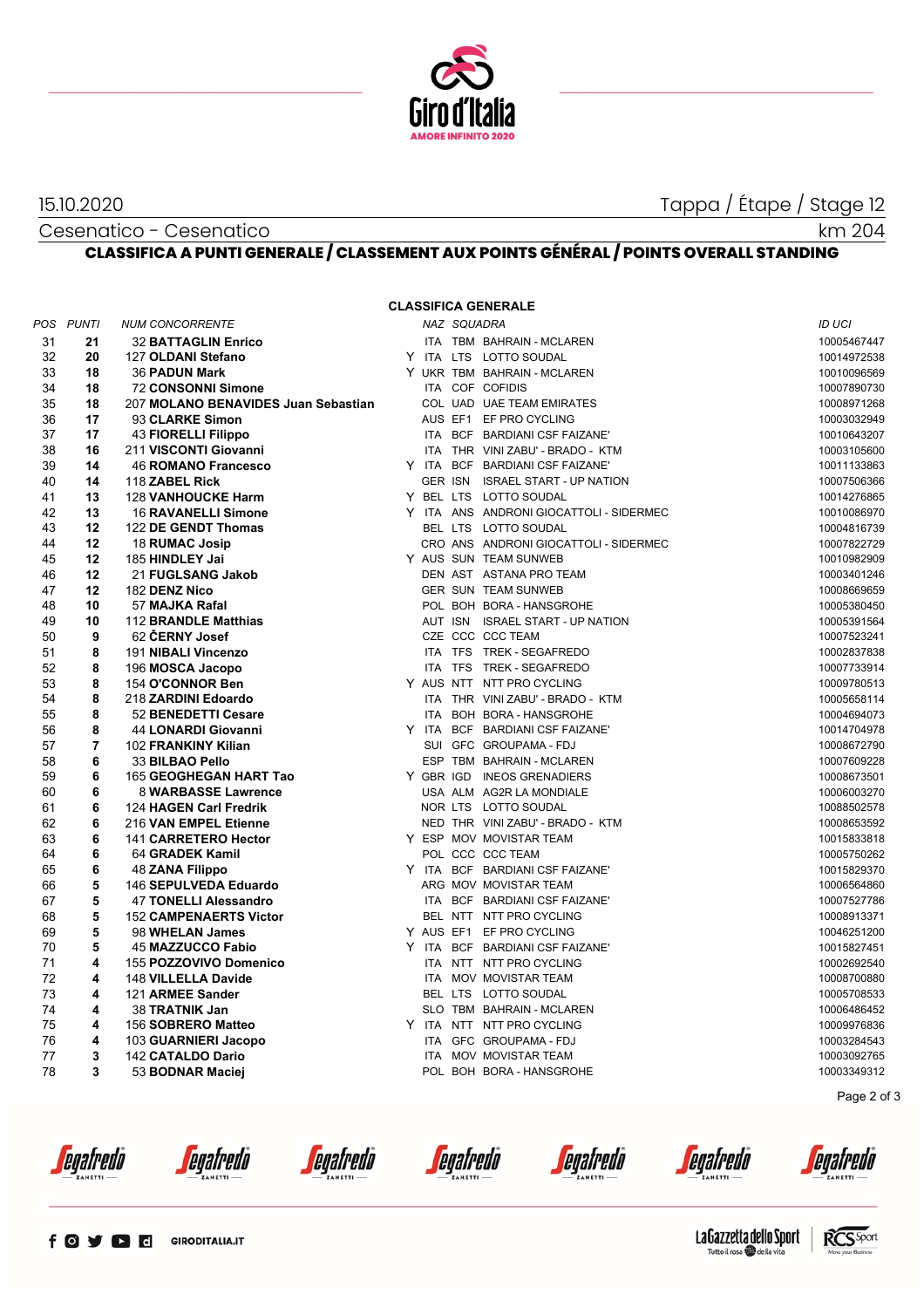15.10.2020

Tappa / Étape / Stage 12

Cesenatico - Cesenatico

km 204

## CLASSIFICA A PUNTI GENERALE / CLASSEMENT AUX POINTS GÉNÉRAL / POINTS OVERALL STANDING

### CLASSIFICA GENERALE

| POS | PUNTI | NUM | CONCORRENTE | | NAZ | SQUADRA | | ID UCI |
|---|---|---|---|---|---|---|---|---|
| 31 | 21 | 32 | BATTAGLIN Enrico | | ITA | TBM | BAHRAIN - MCLAREN | 10005467447 |
| 32 | 20 | 127 | OLDANI Stefano | Y | ITA | LTS | LOTTO SOUDAL | 10014972538 |
| 33 | 18 | 36 | PADUN Mark | Y | UKR | TBM | BAHRAIN - MCLAREN | 10010096569 |
| 34 | 18 | 72 | CONSONNI Simone | | ITA | COF | COFIDIS | 10007890730 |
| 35 | 18 | 207 | MOLANO BENAVIDES Juan Sebastian | | COL | UAD | UAE TEAM EMIRATES | 10008971268 |
| 36 | 17 | 93 | CLARKE Simon | | AUS | EF1 | EF PRO CYCLING | 10003032949 |
| 37 | 17 | 43 | FIORELLI Filippo | | ITA | BCF | BARDIANI CSF FAIZANE' | 10010643207 |
| 38 | 16 | 211 | VISCONTI Giovanni | | ITA | THR | VINI ZABU' - BRADO - KTM | 10003105600 |
| 39 | 14 | 46 | ROMANO Francesco | Y | ITA | BCF | BARDIANI CSF FAIZANE' | 10011133863 |
| 40 | 14 | 118 | ZABEL Rick | | GER | ISN | ISRAEL START - UP NATION | 10007506366 |
| 41 | 13 | 128 | VANHOUCKE Harm | Y | BEL | LTS | LOTTO SOUDAL | 10014276865 |
| 42 | 13 | 16 | RAVANELLI Simone | Y | ITA | ANS | ANDRONI GIOCATTOLI - SIDERMEC | 10010086970 |
| 43 | 12 | 122 | DE GENDT Thomas | | BEL | LTS | LOTTO SOUDAL | 10004816739 |
| 44 | 12 | 18 | RUMAC Josip | | CRO | ANS | ANDRONI GIOCATTOLI - SIDERMEC | 10007822729 |
| 45 | 12 | 185 | HINDLEY Jai | Y | AUS | SUN | TEAM SUNWEB | 10010982909 |
| 46 | 12 | 21 | FUGLSANG Jakob | | DEN | AST | ASTANA PRO TEAM | 10003401246 |
| 47 | 12 | 182 | DENZ Nico | | GER | SUN | TEAM SUNWEB | 10008669659 |
| 48 | 10 | 57 | MAJKA Rafal | | POL | BOH | BORA - HANSGROHE | 10005380450 |
| 49 | 10 | 112 | BRANDLE Matthias | | AUT | ISN | ISRAEL START - UP NATION | 10005391564 |
| 50 | 9 | 62 | ČERNY Josef | | CZE | CCC | CCC TEAM | 10007523241 |
| 51 | 8 | 191 | NIBALI Vincenzo | | ITA | TFS | TREK - SEGAFREDO | 10002837838 |
| 52 | 8 | 196 | MOSCA Jacopo | | ITA | TFS | TREK - SEGAFREDO | 10007733914 |
| 53 | 8 | 154 | O'CONNOR Ben | Y | AUS | NTT | NTT PRO CYCLING | 10009780513 |
| 54 | 8 | 218 | ZARDINI Edoardo | | ITA | THR | VINI ZABU' - BRADO - KTM | 10005658114 |
| 55 | 8 | 52 | BENEDETTI Cesare | | ITA | BOH | BORA - HANSGROHE | 10004694073 |
| 56 | 8 | 44 | LONARDI Giovanni | Y | ITA | BCF | BARDIANI CSF FAIZANE' | 10014704978 |
| 57 | 7 | 102 | FRANKINY Kilian | | SUI | GFC | GROUPAMA - FDJ | 10008672790 |
| 58 | 6 | 33 | BILBAO Pello | | ESP | TBM | BAHRAIN - MCLAREN | 10007609228 |
| 59 | 6 | 165 | GEOGHEGAN HART Tao | Y | GBR | IGD | INEOS GRENADIERS | 10008673501 |
| 60 | 6 | 8 | WARBASSE Lawrence | | USA | ALM | AG2R LA MONDIALE | 10006003270 |
| 61 | 6 | 124 | HAGEN Carl Fredrik | | NOR | LTS | LOTTO SOUDAL | 10088502578 |
| 62 | 6 | 216 | VAN EMPEL Etienne | | NED | THR | VINI ZABU' - BRADO - KTM | 10008653592 |
| 63 | 6 | 141 | CARRETERO Hector | Y | ESP | MOV | MOVISTAR TEAM | 10015833818 |
| 64 | 6 | 64 | GRADEK Kamil | | POL | CCC | CCC TEAM | 10005750262 |
| 65 | 6 | 48 | ZANA Filippo | Y | ITA | BCF | BARDIANI CSF FAIZANE' | 10015829370 |
| 66 | 5 | 146 | SEPULVEDA Eduardo | | ARG | MOV | MOVISTAR TEAM | 10006564860 |
| 67 | 5 | 47 | TONELLI Alessandro | | ITA | BCF | BARDIANI CSF FAIZANE' | 10007527786 |
| 68 | 5 | 152 | CAMPENAERTS Victor | | BEL | NTT | NTT PRO CYCLING | 10008913371 |
| 69 | 5 | 98 | WHELAN James | Y | AUS | EF1 | EF PRO CYCLING | 10046251200 |
| 70 | 5 | 45 | MAZZUCCO Fabio | Y | ITA | BCF | BARDIANI CSF FAIZANE' | 10015827451 |
| 71 | 4 | 155 | POZZOVIVO Domenico | | ITA | NTT | NTT PRO CYCLING | 10002692540 |
| 72 | 4 | 148 | VILLELLA Davide | | ITA | MOV | MOVISTAR TEAM | 10008700880 |
| 73 | 4 | 121 | ARMEE Sander | | BEL | LTS | LOTTO SOUDAL | 10005708533 |
| 74 | 4 | 38 | TRATNIK Jan | | SLO | TBM | BAHRAIN - MCLAREN | 10006486452 |
| 75 | 4 | 156 | SOBRERO Matteo | Y | ITA | NTT | NTT PRO CYCLING | 10009976836 |
| 76 | 4 | 103 | GUARNIERI Jacopo | | ITA | GFC | GROUPAMA - FDJ | 10003284543 |
| 77 | 3 | 142 | CATALDO Dario | | ITA | MOV | MOVISTAR TEAM | 10003092765 |
| 78 | 3 | 53 | BODNAR Maciej | | POL | BOH | BORA - HANSGROHE | 10003349312 |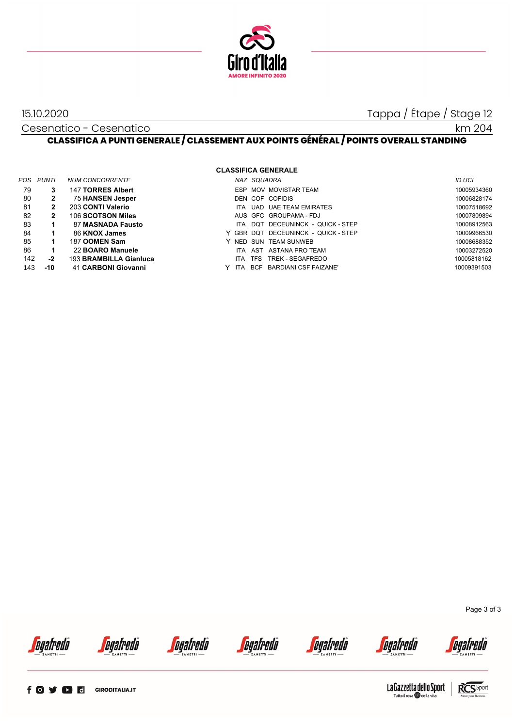15.10.2020 — Tappa / Étape / Stage 12

Cesenatico - Cesenatico — km 204

## CLASSIFICA A PUNTI GENERALE / CLASSEMENT AUX POINTS GÉNÉRAL / POINTS OVERALL STANDING

### CLASSIFICA GENERALE

| POS | PUNTI | NUM | CONCORRENTE | | NAZ | SQUADRA | | ID UCI |
|---|---|---|---|---|---|---|---|---|
| 79 | 3 | 147 | **TORRES Albert** | | ESP | MOV | MOVISTAR TEAM | 10005934360 |
| 80 | 2 | 75 | **HANSEN Jesper** | | DEN | COF | COFIDIS | 10006828174 |
| 81 | 2 | 203 | **CONTI Valerio** | | ITA | UAD | UAE TEAM EMIRATES | 10007518692 |
| 82 | 2 | 106 | **SCOTSON Miles** | | AUS | GFC | GROUPAMA - FDJ | 10007809894 |
| 83 | 1 | 87 | **MASNADA Fausto** | | ITA | DQT | DECEUNINCK - QUICK - STEP | 10008912563 |
| 84 | 1 | 86 | **KNOX James** | Y | GBR | DQT | DECEUNINCK - QUICK - STEP | 10009966530 |
| 85 | 1 | 187 | **OOMEN Sam** | Y | NED | SUN | TEAM SUNWEB | 10008688352 |
| 86 | 1 | 22 | **BOARO Manuele** | | ITA | AST | ASTANA PRO TEAM | 10003272520 |
| 142 | -2 | 193 | **BRAMBILLA Gianluca** | | ITA | TFS | TREK - SEGAFREDO | 10005818162 |
| 143 | -10 | 41 | **CARBONI Giovanni** | Y | ITA | BCF | BARDIANI CSF FAIZANE' | 10009391503 |